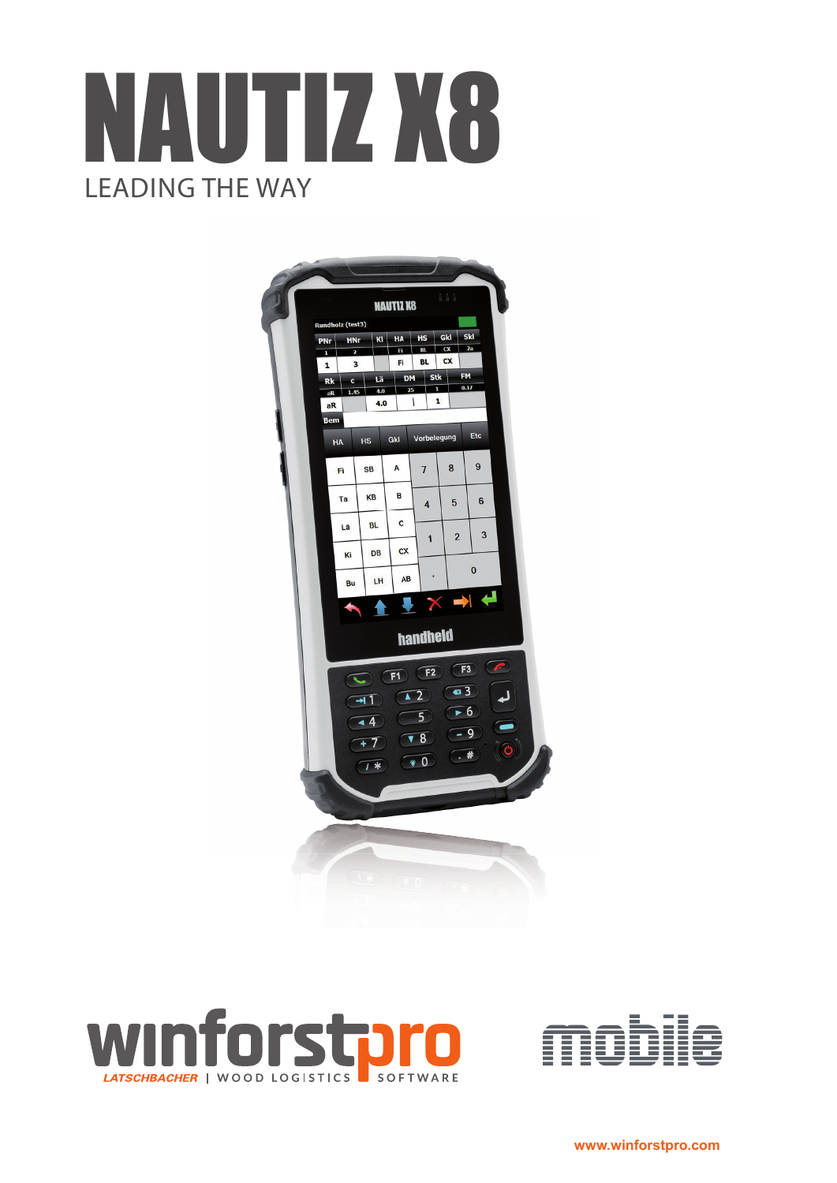# NAUTIZ X8

LEADING THE WAY

winforstpro

LATSCHBACHER | WOOD LOGISTICS SOFTWARE

mobile

www.winforstpro.com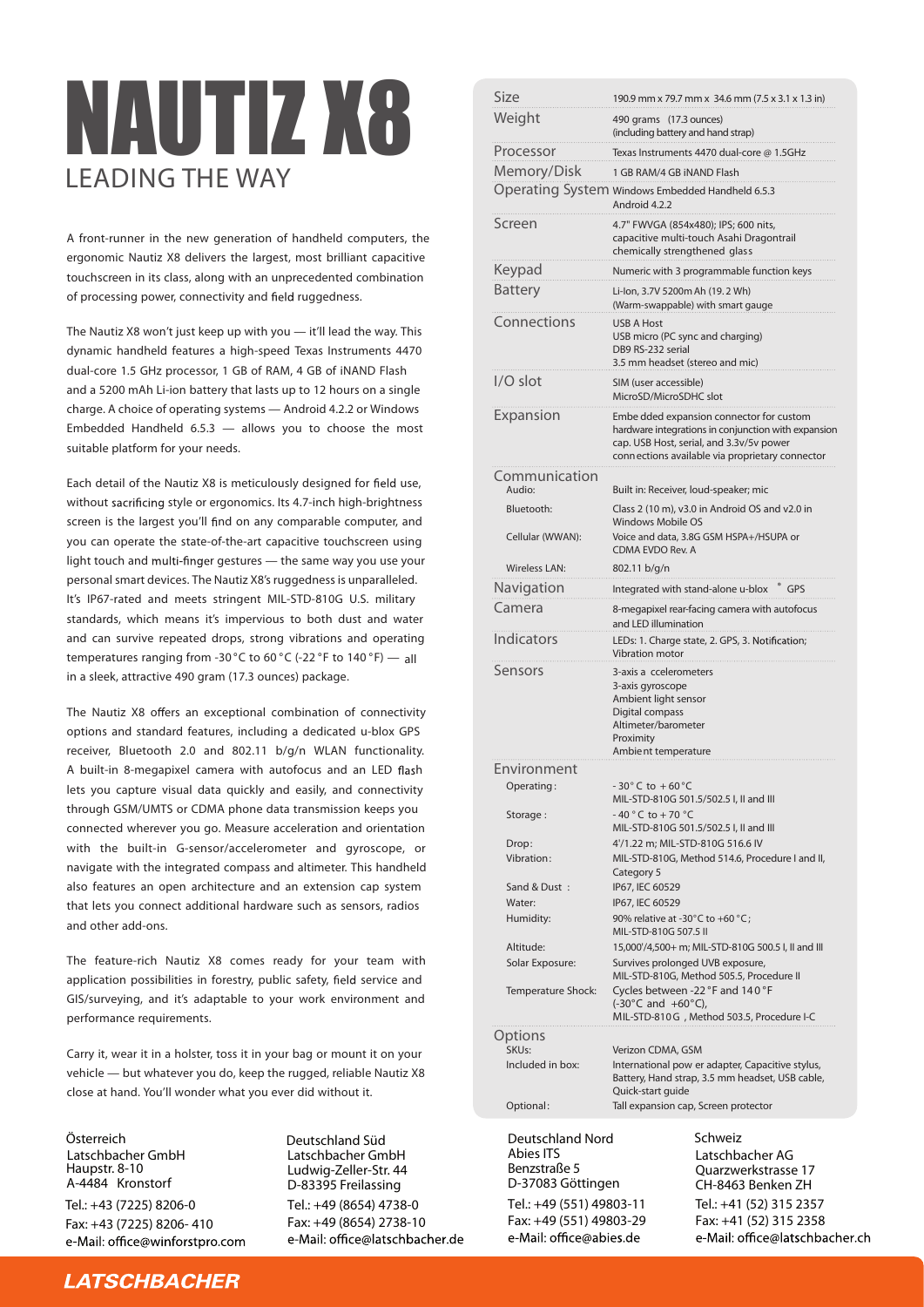# NAUTIZ X8

## LEADING THE WAY

A front-runner in the new generation of handheld computers, the ergonomic Nautiz X8 delivers the largest, most brilliant capacitive touchscreen in its class, along with an unprecedented combination of processing power, connectivity and field ruggedness.

The Nautiz X8 won't just keep up with you — it'll lead the way. This dynamic handheld features a high-speed Texas Instruments 4470 dual-core 1.5 GHz processor, 1 GB of RAM, 4 GB of iNAND Flash and a 5200 mAh Li-ion battery that lasts up to 12 hours on a single charge. A choice of operating systems — Android 4.2.2 or Windows Embedded Handheld 6.5.3 — allows you to choose the most suitable platform for your needs.

Each detail of the Nautiz X8 is meticulously designed for field use, without sacrificing style or ergonomics. Its 4.7-inch high-brightness screen is the largest you'll find on any comparable computer, and you can operate the state-of-the-art capacitive touchscreen using light touch and multi-finger gestures — the same way you use your personal smart devices. The Nautiz X8's ruggedness is unparalleled. It's IP67-rated and meets stringent MIL-STD-810G U.S. military standards, which means it's impervious to both dust and water and can survive repeated drops, strong vibrations and operating temperatures ranging from -30 °C to 60 °C (-22 °F to 140 °F) — all in a sleek, attractive 490 gram (17.3 ounces) package.

The Nautiz X8 offers an exceptional combination of connectivity options and standard features, including a dedicated u-blox GPS receiver, Bluetooth 2.0 and 802.11 b/g/n WLAN functionality. A built-in 8-megapixel camera with autofocus and an LED flash lets you capture visual data quickly and easily, and connectivity through GSM/UMTS or CDMA phone data transmission keeps you connected wherever you go. Measure acceleration and orientation with the built-in G-sensor/accelerometer and gyroscope, or navigate with the integrated compass and altimeter. This handheld also features an open architecture and an extension cap system that lets you connect additional hardware such as sensors, radios and other add-ons.

The feature-rich Nautiz X8 comes ready for your team with application possibilities in forestry, public safety, field service and GIS/surveying, and it's adaptable to your work environment and performance requirements.

Carry it, wear it in a holster, toss it in your bag or mount it on your vehicle — but whatever you do, keep the rugged, reliable Nautiz X8 close at hand. You'll wonder what you ever did without it.

| | |
|---|---|
| Size | 190.9 mm x 79.7 mm x 34.6 mm (7.5 x 3.1 x 1.3 in) |
| Weight | 490 grams (17.3 ounces) (including battery and hand strap) |
| Processor | Texas Instruments 4470 dual-core @ 1.5GHz |
| Memory/Disk | 1 GB RAM/4 GB iNAND Flash |
| Operating System | Windows Embedded Handheld 6.5.3<br>Android 4.2.2 |
| Screen | 4.7" FWVGA (854x480); IPS; 600 nits, capacitive multi-touch Asahi Dragontrail chemically strengthened glass |
| Keypad | Numeric with 3 programmable function keys |
| Battery | Li-Ion, 3.7V 5200m Ah (19.2 Wh) (Warm-swappable) with smart gauge |
| Connections | USB A Host<br>USB micro (PC sync and charging)<br>DB9 RS-232 serial<br>3.5 mm headset (stereo and mic) |
| I/O slot | SIM (user accessible)<br>MicroSD/MicroSDHC slot |
| Expansion | Embedded expansion connector for custom hardware integrations in conjunction with expansion cap. USB Host, serial, and 3.3v/5v power connections available via proprietary connector |
| **Communication** | |
| Audio: | Built in: Receiver, loud-speaker; mic |
| Bluetooth: | Class 2 (10 m), v3.0 in Android OS and v2.0 in Windows Mobile OS |
| Cellular (WWAN): | Voice and data, 3.8G GSM HSPA+/HSUPA or CDMA EVDO Rev. A |
| Wireless LAN: | 802.11 b/g/n |
| Navigation | Integrated with stand-alone u-blox ® GPS |
| Camera | 8-megapixel rear-facing camera with autofocus and LED illumination |
| Indicators | LEDs: 1. Charge state, 2. GPS, 3. Notification; Vibration motor |
| Sensors | 3-axis accelerometers<br>3-axis gyroscope<br>Ambient light sensor<br>Digital compass<br>Altimeter/barometer<br>Proximity<br>Ambient temperature |
| **Environment** | |
| Operating: | -30 °C to +60 °C<br>MIL-STD-810G 501.5/502.5 I, II and III |
| Storage: | -40 °C to +70 °C<br>MIL-STD-810G 501.5/502.5 I, II and III |
| Drop: | 4'/1.22 m; MIL-STD-810G 516.6 IV |
| Vibration: | MIL-STD-810G, Method 514.6, Procedure I and II, Category 5 |
| Sand & Dust: | IP67, IEC 60529 |
| Water: | IP67, IEC 60529 |
| Humidity: | 90% relative at -30°C to +60 °C;<br>MIL-STD-810G 507.5 II |
| Altitude: | 15,000'/4,500+ m; MIL-STD-810G 500.5 I, II and III |
| Solar Exposure: | Survives prolonged UVB exposure, MIL-STD-810G, Method 505.5, Procedure II |
| Temperature Shock: | Cycles between -22 °F and 140 °F (-30°C and +60°C),<br>MIL-STD-810G, Method 503.5, Procedure I-C |
| **Options** | |
| SKUs: | Verizon CDMA, GSM |
| Included in box: | International power adapter, Capacitive stylus, Battery, Hand strap, 3.5 mm headset, USB cable, Quick-start guide |
| Optional: | Tall expansion cap, Screen protector |

Österreich
Latschbacher GmbH
Haupstr. 8-10
A-4484 Kronstorf
Tel.: +43 (7225) 8206-0
Fax: +43 (7225) 8206- 410
e-Mail: office@winforstpro.com

Deutschland Süd
Latschbacher GmbH
Ludwig-Zeller-Str. 44
D-83395 Freilassing
Tel.: +49 (8654) 4738-0
Fax: +49 (8654) 2738-10
e-Mail: office@latschbacher.de

Deutschland Nord
Abies ITS
Benzstraße 5
D-37083 Göttingen
Tel.: +49 (551) 49803-11
Fax: +49 (551) 49803-29
e-Mail: office@abies.de

Schweiz
Latschbacher AG
Quarzwerkstrasse 17
CH-8463 Benken ZH
Tel.: +41 (52) 315 2357
Fax: +41 (52) 315 2358
e-Mail: office@latschbacher.ch

**LATSCHBACHER**